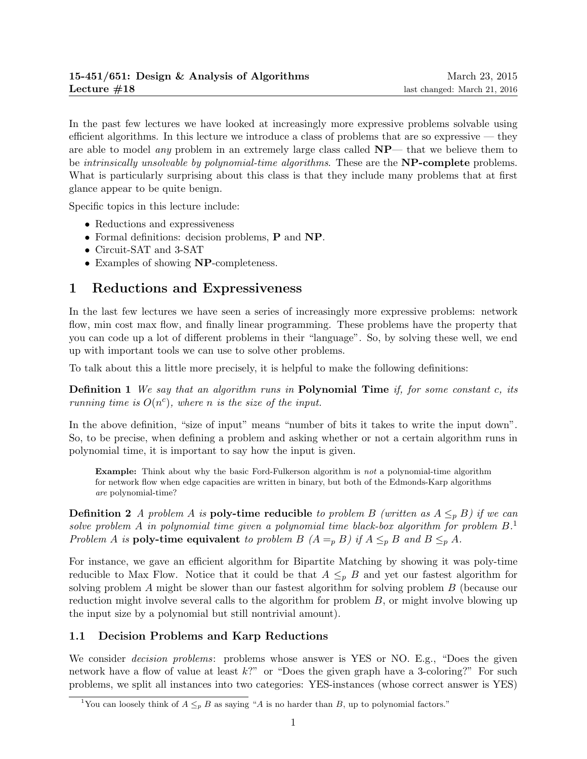**15-451/651: Design & Analysis of Algorithms** March 23, 2015
**Lecture #18** last changed: March 21, 2016

In the past few lectures we have looked at increasingly more expressive problems solvable using efficient algorithms. In this lecture we introduce a class of problems that are so expressive — they are able to model *any* problem in an extremely large class called **NP**— that we believe them to be *intrinsically unsolvable by polynomial-time algorithms*. These are the **NP-complete** problems. What is particularly surprising about this class is that they include many problems that at first glance appear to be quite benign.

Specific topics in this lecture include:

- Reductions and expressiveness
- Formal definitions: decision problems, **P** and **NP**.
- Circuit-SAT and 3-SAT
- Examples of showing **NP**-completeness.

# 1 Reductions and Expressiveness

In the last few lectures we have seen a series of increasingly more expressive problems: network flow, min cost max flow, and finally linear programming. These problems have the property that you can code up a lot of different problems in their "language". So, by solving these well, we end up with important tools we can use to solve other problems.

To talk about this a little more precisely, it is helpful to make the following definitions:

**Definition 1** *We say that an algorithm runs in* **Polynomial Time** *if, for some constant c, its running time is $O(n^c)$, where n is the size of the input.*

In the above definition, "size of input" means "number of bits it takes to write the input down". So, to be precise, when defining a problem and asking whether or not a certain algorithm runs in polynomial time, it is important to say how the input is given.

> **Example:** Think about why the basic Ford-Fulkerson algorithm is *not* a polynomial-time algorithm for network flow when edge capacities are written in binary, but both of the Edmonds-Karp algorithms *are* polynomial-time?

**Definition 2** *A problem A is* **poly-time reducible** *to problem B (written as $A \leq_p B$) if we can solve problem A in polynomial time given a polynomial time black-box algorithm for problem B.*[1] *Problem A is* **poly-time equivalent** *to problem B ($A =_p B$) if $A \leq_p B$ and $B \leq_p A$.*

For instance, we gave an efficient algorithm for Bipartite Matching by showing it was poly-time reducible to Max Flow. Notice that it could be that $A \leq_p B$ and yet our fastest algorithm for solving problem $A$ might be slower than our fastest algorithm for solving problem $B$ (because our reduction might involve several calls to the algorithm for problem $B$, or might involve blowing up the input size by a polynomial but still nontrivial amount).

## 1.1 Decision Problems and Karp Reductions

We consider *decision problems*: problems whose answer is YES or NO. E.g., "Does the given network have a flow of value at least $k$?" or "Does the given graph have a 3-coloring?" For such problems, we split all instances into two categories: YES-instances (whose correct answer is YES)

[1] You can loosely think of $A \leq_p B$ as saying "$A$ is no harder than $B$, up to polynomial factors."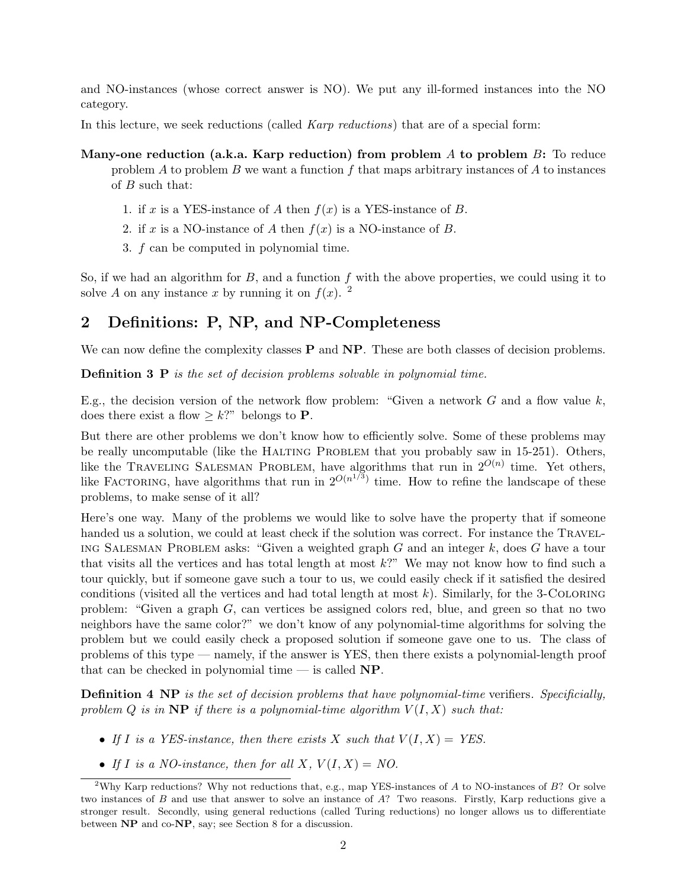and NO-instances (whose correct answer is NO). We put any ill-formed instances into the NO category.

In this lecture, we seek reductions (called *Karp reductions*) that are of a special form:

**Many-one reduction (a.k.a. Karp reduction) from problem $A$ to problem $B$:** To reduce problem $A$ to problem $B$ we want a function $f$ that maps arbitrary instances of $A$ to instances of $B$ such that:

1. if $x$ is a YES-instance of $A$ then $f(x)$ is a YES-instance of $B$.
2. if $x$ is a NO-instance of $A$ then $f(x)$ is a NO-instance of $B$.
3. $f$ can be computed in polynomial time.

So, if we had an algorithm for $B$, and a function $f$ with the above properties, we could using it to solve $A$ on any instance $x$ by running it on $f(x)$. [2]

## 2 Definitions: P, NP, and NP-Completeness

We can now define the complexity classes **P** and **NP**. These are both classes of decision problems.

**Definition 3** **P** *is the set of decision problems solvable in polynomial time.*

E.g., the decision version of the network flow problem: "Given a network $G$ and a flow value $k$, does there exist a flow $\geq k$?" belongs to **P**.

But there are other problems we don't know how to efficiently solve. Some of these problems may be really uncomputable (like the HALTING PROBLEM that you probably saw in 15-251). Others, like the TRAVELING SALESMAN PROBLEM, have algorithms that run in $2^{O(n)}$ time. Yet others, like FACTORING, have algorithms that run in $2^{O(n^{1/3})}$ time. How to refine the landscape of these problems, to make sense of it all?

Here's one way. Many of the problems we would like to solve have the property that if someone handed us a solution, we could at least check if the solution was correct. For instance the TRAVELING SALESMAN PROBLEM asks: "Given a weighted graph $G$ and an integer $k$, does $G$ have a tour that visits all the vertices and has total length at most $k$?" We may not know how to find such a tour quickly, but if someone gave such a tour to us, we could easily check if it satisfied the desired conditions (visited all the vertices and had total length at most $k$). Similarly, for the 3-COLORING problem: "Given a graph $G$, can vertices be assigned colors red, blue, and green so that no two neighbors have the same color?" we don't know of any polynomial-time algorithms for solving the problem but we could easily check a proposed solution if someone gave one to us. The class of problems of this type — namely, if the answer is YES, then there exists a polynomial-length proof that can be checked in polynomial time — is called **NP**.

**Definition 4** **NP** *is the set of decision problems that have polynomial-time* verifiers*. Specificially, problem $Q$ is in* **NP** *if there is a polynomial-time algorithm $V(I, X)$ such that:*

- *If $I$ is a YES-instance, then there exists $X$ such that $V(I, X) =$ YES.*
- *If $I$ is a NO-instance, then for all $X$, $V(I, X) =$ NO.*

---

[2] Why Karp reductions? Why not reductions that, e.g., map YES-instances of $A$ to NO-instances of $B$? Or solve two instances of $B$ and use that answer to solve an instance of $A$? Two reasons. Firstly, Karp reductions give a stronger result. Secondly, using general reductions (called Turing reductions) no longer allows us to differentiate between **NP** and co-**NP**, say; see Section 8 for a discussion.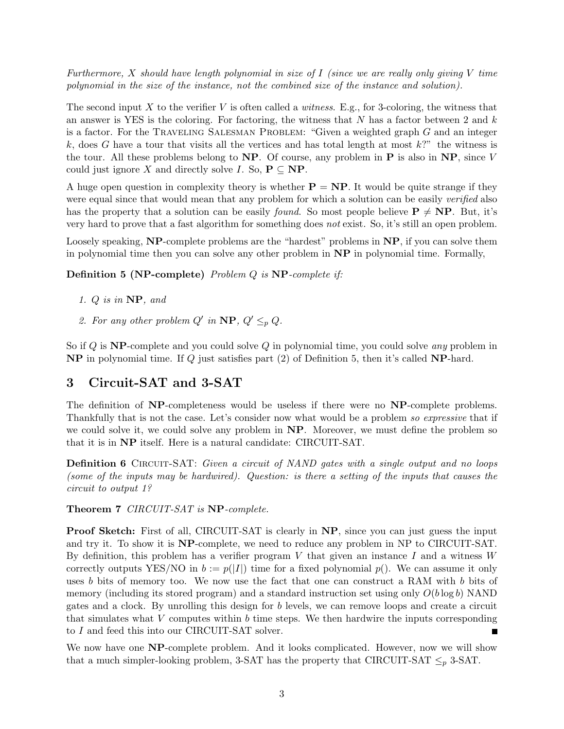*Furthermore, $X$ should have length polynomial in size of $I$ (since we are really only giving $V$ time polynomial in the size of the instance, not the combined size of the instance and solution).*

The second input $X$ to the verifier $V$ is often called a *witness*. E.g., for 3-coloring, the witness that an answer is YES is the coloring. For factoring, the witness that $N$ has a factor between 2 and $k$ is a factor. For the Traveling Salesman Problem: "Given a weighted graph $G$ and an integer $k$, does $G$ have a tour that visits all the vertices and has total length at most $k$?" the witness is the tour. All these problems belong to **NP**. Of course, any problem in **P** is also in **NP**, since $V$ could just ignore $X$ and directly solve $I$. So, $\mathbf{P} \subseteq \mathbf{NP}$.

A huge open question in complexity theory is whether $\mathbf{P} = \mathbf{NP}$. It would be quite strange if they were equal since that would mean that any problem for which a solution can be easily *verified* also has the property that a solution can be easily *found*. So most people believe $\mathbf{P} \neq \mathbf{NP}$. But, it's very hard to prove that a fast algorithm for something does *not* exist. So, it's still an open problem.

Loosely speaking, **NP**-complete problems are the "hardest" problems in **NP**, if you can solve them in polynomial time then you can solve any other problem in **NP** in polynomial time. Formally,

**Definition 5 (NP-complete)** *Problem $Q$ is* **NP***-complete if:*

1. *$Q$ is in* **NP**, *and*
2. *For any other problem $Q'$ in* **NP**, *$Q' \leq_p Q$.*

So if $Q$ is **NP**-complete and you could solve $Q$ in polynomial time, you could solve *any* problem in **NP** in polynomial time. If $Q$ just satisfies part (2) of Definition 5, then it's called **NP**-hard.

## 3 Circuit-SAT and 3-SAT

The definition of **NP**-completeness would be useless if there were no **NP**-complete problems. Thankfully that is not the case. Let's consider now what would be a problem *so expressive* that if we could solve it, we could solve any problem in **NP**. Moreover, we must define the problem so that it is in **NP** itself. Here is a natural candidate: CIRCUIT-SAT.

**Definition 6** Circuit-SAT: *Given a circuit of NAND gates with a single output and no loops (some of the inputs may be hardwired). Question: is there a setting of the inputs that causes the circuit to output 1?*

**Theorem 7** *CIRCUIT-SAT is* **NP***-complete.*

**Proof Sketch:** First of all, CIRCUIT-SAT is clearly in **NP**, since you can just guess the input and try it. To show it is **NP**-complete, we need to reduce any problem in NP to CIRCUIT-SAT. By definition, this problem has a verifier program $V$ that given an instance $I$ and a witness $W$ correctly outputs YES/NO in $b := p(|I|)$ time for a fixed polynomial $p()$. We can assume it only uses $b$ bits of memory too. We now use the fact that one can construct a RAM with $b$ bits of memory (including its stored program) and a standard instruction set using only $O(b \log b)$ NAND gates and a clock. By unrolling this design for $b$ levels, we can remove loops and create a circuit that simulates what $V$ computes within $b$ time steps. We then hardwire the inputs corresponding to $I$ and feed this into our CIRCUIT-SAT solver. ∎

We now have one **NP**-complete problem. And it looks complicated. However, now we will show that a much simpler-looking problem, 3-SAT has the property that CIRCUIT-SAT $\leq_p$ 3-SAT.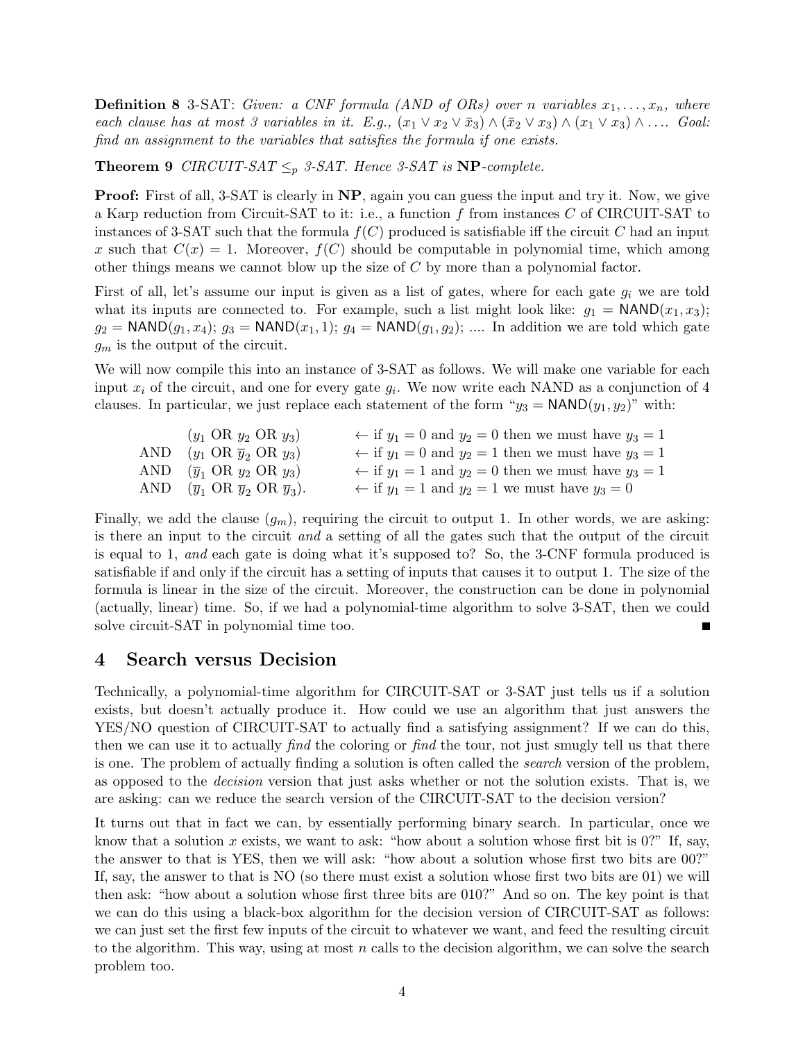**Definition 8** 3-SAT: *Given: a CNF formula (AND of ORs) over $n$ variables $x_1, \ldots, x_n$, where each clause has at most 3 variables in it. E.g., $(x_1 \vee x_2 \vee \bar{x}_3) \wedge (\bar{x}_2 \vee x_3) \wedge (x_1 \vee x_3) \wedge \ldots$. Goal: find an assignment to the variables that satisfies the formula if one exists.*

**Theorem 9** *CIRCUIT-SAT $\leq_p$ 3-SAT. Hence 3-SAT is* **NP***-complete.*

**Proof:** First of all, 3-SAT is clearly in **NP**, again you can guess the input and try it. Now, we give a Karp reduction from Circuit-SAT to it: i.e., a function $f$ from instances $C$ of CIRCUIT-SAT to instances of 3-SAT such that the formula $f(C)$ produced is satisfiable iff the circuit $C$ had an input $x$ such that $C(x) = 1$. Moreover, $f(C)$ should be computable in polynomial time, which among other things means we cannot blow up the size of $C$ by more than a polynomial factor.

First of all, let's assume our input is given as a list of gates, where for each gate $g_i$ we are told what its inputs are connected to. For example, such a list might look like: $g_1 = \mathsf{NAND}(x_1, x_3)$; $g_2 = \mathsf{NAND}(g_1, x_4)$; $g_3 = \mathsf{NAND}(x_1, 1)$; $g_4 = \mathsf{NAND}(g_1, g_2)$; .... In addition we are told which gate $g_m$ is the output of the circuit.

We will now compile this into an instance of 3-SAT as follows. We will make one variable for each input $x_i$ of the circuit, and one for every gate $g_i$. We now write each NAND as a conjunction of 4 clauses. In particular, we just replace each statement of the form "$y_3 = \mathsf{NAND}(y_1, y_2)$" with:

$$
\begin{array}{lll}
 & (y_1 \text{ OR } y_2 \text{ OR } y_3) & \leftarrow \text{if } y_1 = 0 \text{ and } y_2 = 0 \text{ then we must have } y_3 = 1 \\
\text{AND} & (y_1 \text{ OR } \overline{y}_2 \text{ OR } y_3) & \leftarrow \text{if } y_1 = 0 \text{ and } y_2 = 1 \text{ then we must have } y_3 = 1 \\
\text{AND} & (\overline{y}_1 \text{ OR } y_2 \text{ OR } y_3) & \leftarrow \text{if } y_1 = 1 \text{ and } y_2 = 0 \text{ then we must have } y_3 = 1 \\
\text{AND} & (\overline{y}_1 \text{ OR } \overline{y}_2 \text{ OR } \overline{y}_3). & \leftarrow \text{if } y_1 = 1 \text{ and } y_2 = 1 \text{ we must have } y_3 = 0
\end{array}
$$

Finally, we add the clause $(g_m)$, requiring the circuit to output 1. In other words, we are asking: is there an input to the circuit *and* a setting of all the gates such that the output of the circuit is equal to 1, *and* each gate is doing what it's supposed to? So, the 3-CNF formula produced is satisfiable if and only if the circuit has a setting of inputs that causes it to output 1. The size of the formula is linear in the size of the circuit. Moreover, the construction can be done in polynomial (actually, linear) time. So, if we had a polynomial-time algorithm to solve 3-SAT, then we could solve circuit-SAT in polynomial time too. ■

## 4 Search versus Decision

Technically, a polynomial-time algorithm for CIRCUIT-SAT or 3-SAT just tells us if a solution exists, but doesn't actually produce it. How could we use an algorithm that just answers the YES/NO question of CIRCUIT-SAT to actually find a satisfying assignment? If we can do this, then we can use it to actually *find* the coloring or *find* the tour, not just smugly tell us that there is one. The problem of actually finding a solution is often called the *search* version of the problem, as opposed to the *decision* version that just asks whether or not the solution exists. That is, we are asking: can we reduce the search version of the CIRCUIT-SAT to the decision version?

It turns out that in fact we can, by essentially performing binary search. In particular, once we know that a solution $x$ exists, we want to ask: "how about a solution whose first bit is 0?" If, say, the answer to that is YES, then we will ask: "how about a solution whose first two bits are 00?" If, say, the answer to that is NO (so there must exist a solution whose first two bits are 01) we will then ask: "how about a solution whose first three bits are 010?" And so on. The key point is that we can do this using a black-box algorithm for the decision version of CIRCUIT-SAT as follows: we can just set the first few inputs of the circuit to whatever we want, and feed the resulting circuit to the algorithm. This way, using at most $n$ calls to the decision algorithm, we can solve the search problem too.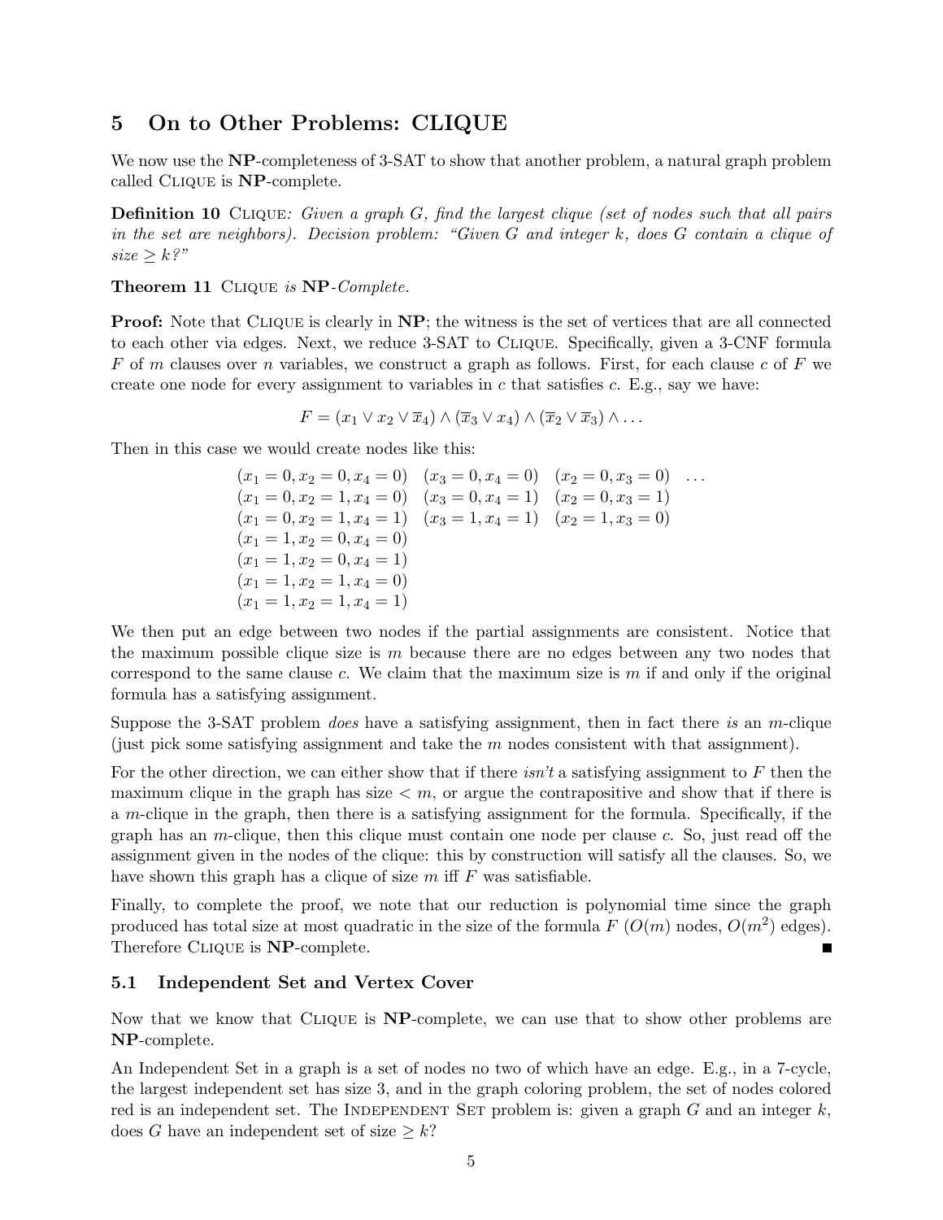## 5 On to Other Problems: CLIQUE

We now use the **NP**-completeness of 3-SAT to show that another problem, a natural graph problem called CLIQUE is **NP**-complete.

**Definition 10** CLIQUE: *Given a graph $G$, find the largest clique (set of nodes such that all pairs in the set are neighbors). Decision problem: "Given $G$ and integer $k$, does $G$ contain a clique of size $\geq k$?"*

**Theorem 11** CLIQUE *is* **NP**-*Complete.*

**Proof:** Note that CLIQUE is clearly in **NP**; the witness is the set of vertices that are all connected to each other via edges. Next, we reduce 3-SAT to CLIQUE. Specifically, given a 3-CNF formula $F$ of $m$ clauses over $n$ variables, we construct a graph as follows. First, for each clause $c$ of $F$ we create one node for every assignment to variables in $c$ that satisfies $c$. E.g., say we have:

$$F = (x_1 \vee x_2 \vee \overline{x}_4) \wedge (\overline{x}_3 \vee x_4) \wedge (\overline{x}_2 \vee \overline{x}_3) \wedge \ldots$$

Then in this case we would create nodes like this:

$$\begin{array}{llll}
(x_1 = 0, x_2 = 0, x_4 = 0) & (x_3 = 0, x_4 = 0) & (x_2 = 0, x_3 = 0) & \ldots \\
(x_1 = 0, x_2 = 1, x_4 = 0) & (x_3 = 0, x_4 = 1) & (x_2 = 0, x_3 = 1) & \\
(x_1 = 0, x_2 = 1, x_4 = 1) & (x_3 = 1, x_4 = 1) & (x_2 = 1, x_3 = 0) & \\
(x_1 = 1, x_2 = 0, x_4 = 0) & & & \\
(x_1 = 1, x_2 = 0, x_4 = 1) & & & \\
(x_1 = 1, x_2 = 1, x_4 = 0) & & & \\
(x_1 = 1, x_2 = 1, x_4 = 1) & & &
\end{array}$$

We then put an edge between two nodes if the partial assignments are consistent. Notice that the maximum possible clique size is $m$ because there are no edges between any two nodes that correspond to the same clause $c$. We claim that the maximum size is $m$ if and only if the original formula has a satisfying assignment.

Suppose the 3-SAT problem *does* have a satisfying assignment, then in fact there *is* an $m$-clique (just pick some satisfying assignment and take the $m$ nodes consistent with that assignment).

For the other direction, we can either show that if there *isn't* a satisfying assignment to $F$ then the maximum clique in the graph has size $< m$, or argue the contrapositive and show that if there is a $m$-clique in the graph, then there is a satisfying assignment for the formula. Specifically, if the graph has an $m$-clique, then this clique must contain one node per clause $c$. So, just read off the assignment given in the nodes of the clique: this by construction will satisfy all the clauses. So, we have shown this graph has a clique of size $m$ iff $F$ was satisfiable.

Finally, to complete the proof, we note that our reduction is polynomial time since the graph produced has total size at most quadratic in the size of the formula $F$ ($O(m)$ nodes, $O(m^2)$ edges). Therefore CLIQUE is **NP**-complete. ∎

### 5.1 Independent Set and Vertex Cover

Now that we know that CLIQUE is **NP**-complete, we can use that to show other problems are **NP**-complete.

An Independent Set in a graph is a set of nodes no two of which have an edge. E.g., in a 7-cycle, the largest independent set has size 3, and in the graph coloring problem, the set of nodes colored red is an independent set. The INDEPENDENT SET problem is: given a graph $G$ and an integer $k$, does $G$ have an independent set of size $\geq k$?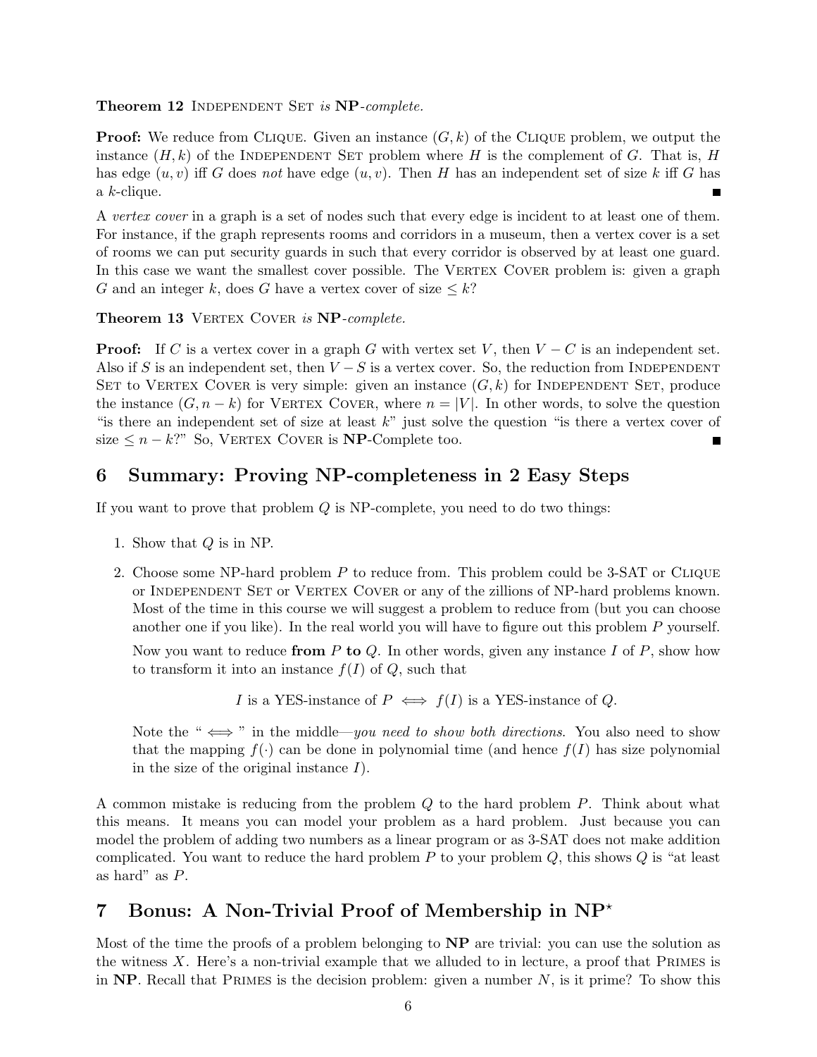**Theorem 12** Independent Set *is* **NP**-*complete.*

**Proof:** We reduce from Clique. Given an instance $(G, k)$ of the Clique problem, we output the instance $(H, k)$ of the Independent Set problem where $H$ is the complement of $G$. That is, $H$ has edge $(u, v)$ iff $G$ does *not* have edge $(u, v)$. Then $H$ has an independent set of size $k$ iff $G$ has a $k$-clique. ■

A *vertex cover* in a graph is a set of nodes such that every edge is incident to at least one of them. For instance, if the graph represents rooms and corridors in a museum, then a vertex cover is a set of rooms we can put security guards in such that every corridor is observed by at least one guard. In this case we want the smallest cover possible. The Vertex Cover problem is: given a graph $G$ and an integer $k$, does $G$ have a vertex cover of size $\leq k$?

**Theorem 13** Vertex Cover *is* **NP**-*complete.*

**Proof:** If $C$ is a vertex cover in a graph $G$ with vertex set $V$, then $V - C$ is an independent set. Also if $S$ is an independent set, then $V - S$ is a vertex cover. So, the reduction from Independent Set to Vertex Cover is very simple: given an instance $(G, k)$ for Independent Set, produce the instance $(G, n - k)$ for Vertex Cover, where $n = |V|$. In other words, to solve the question "is there an independent set of size at least $k$" just solve the question "is there a vertex cover of size $\leq n - k$?" So, Vertex Cover is **NP**-Complete too. ■

## 6 Summary: Proving NP-completeness in 2 Easy Steps

If you want to prove that problem $Q$ is NP-complete, you need to do two things:

1. Show that $Q$ is in NP.
2. Choose some NP-hard problem $P$ to reduce from. This problem could be 3-SAT or Clique or Independent Set or Vertex Cover or any of the zillions of NP-hard problems known. Most of the time in this course we will suggest a problem to reduce from (but you can choose another one if you like). In the real world you will have to figure out this problem $P$ yourself.

   Now you want to reduce **from** $P$ **to** $Q$. In other words, given any instance $I$ of $P$, show how to transform it into an instance $f(I)$ of $Q$, such that

   $$I \text{ is a YES-instance of } P \iff f(I) \text{ is a YES-instance of } Q.$$

   Note the " $\iff$ " in the middle—*you need to show both directions*. You also need to show that the mapping $f(\cdot)$ can be done in polynomial time (and hence $f(I)$ has size polynomial in the size of the original instance $I$).

A common mistake is reducing from the problem $Q$ to the hard problem $P$. Think about what this means. It means you can model your problem as a hard problem. Just because you can model the problem of adding two numbers as a linear program or as 3-SAT does not make addition complicated. You want to reduce the hard problem $P$ to your problem $Q$, this shows $Q$ is "at least as hard" as $P$.

## 7 Bonus: A Non-Trivial Proof of Membership in NP$^{\star}$

Most of the time the proofs of a problem belonging to **NP** are trivial: you can use the solution as the witness $X$. Here's a non-trivial example that we alluded to in lecture, a proof that Primes is in **NP**. Recall that Primes is the decision problem: given a number $N$, is it prime? To show this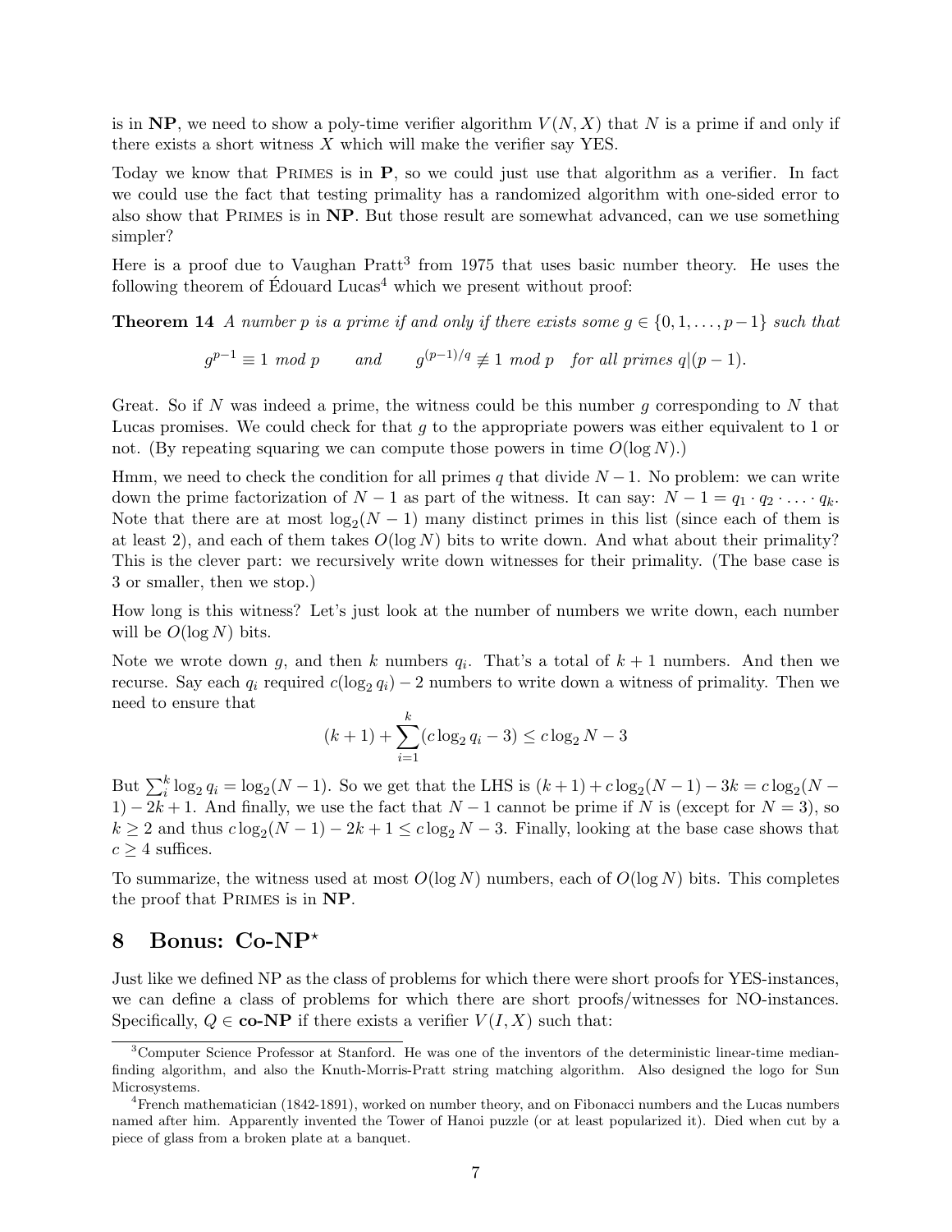is in **NP**, we need to show a poly-time verifier algorithm $V(N, X)$ that $N$ is a prime if and only if there exists a short witness $X$ which will make the verifier say YES.

Today we know that PRIMES is in **P**, so we could just use that algorithm as a verifier. In fact we could use the fact that testing primality has a randomized algorithm with one-sided error to also show that PRIMES is in **NP**. But those result are somewhat advanced, can we use something simpler?

Here is a proof due to Vaughan Pratt[3] from 1975 that uses basic number theory. He uses the following theorem of Édouard Lucas[4] which we present without proof:

**Theorem 14** *A number $p$ is a prime if and only if there exists some $g \in \{0, 1, \ldots, p-1\}$ such that*

$$g^{p-1} \equiv 1 \text{ mod } p \qquad \text{and} \qquad g^{(p-1)/q} \not\equiv 1 \text{ mod } p \quad \text{for all primes } q | (p-1).$$

Great. So if $N$ was indeed a prime, the witness could be this number $g$ corresponding to $N$ that Lucas promises. We could check for that $g$ to the appropriate powers was either equivalent to 1 or not. (By repeating squaring we can compute those powers in time $O(\log N)$.)

Hmm, we need to check the condition for all primes $q$ that divide $N-1$. No problem: we can write down the prime factorization of $N-1$ as part of the witness. It can say: $N - 1 = q_1 \cdot q_2 \cdot \ldots \cdot q_k$. Note that there are at most $\log_2(N-1)$ many distinct primes in this list (since each of them is at least 2), and each of them takes $O(\log N)$ bits to write down. And what about their primality? This is the clever part: we recursively write down witnesses for their primality. (The base case is 3 or smaller, then we stop.)

How long is this witness? Let's just look at the number of numbers we write down, each number will be $O(\log N)$ bits.

Note we wrote down $g$, and then $k$ numbers $q_i$. That's a total of $k+1$ numbers. And then we recurse. Say each $q_i$ required $c(\log_2 q_i) - 2$ numbers to write down a witness of primality. Then we need to ensure that

$$(k+1) + \sum_{i=1}^{k} (c \log_2 q_i - 3) \leq c \log_2 N - 3$$

But $\sum_i^k \log_2 q_i = \log_2(N-1)$. So we get that the LHS is $(k+1) + c\log_2(N-1) - 3k = c\log_2(N-1) - 2k + 1$. And finally, we use the fact that $N-1$ cannot be prime if $N$ is (except for $N=3$), so $k \geq 2$ and thus $c\log_2(N-1) - 2k + 1 \leq c\log_2 N - 3$. Finally, looking at the base case shows that $c \geq 4$ suffices.

To summarize, the witness used at most $O(\log N)$ numbers, each of $O(\log N)$ bits. This completes the proof that PRIMES is in **NP**.

## 8 Bonus: Co-NP*

Just like we defined NP as the class of problems for which there were short proofs for YES-instances, we can define a class of problems for which there are short proofs/witnesses for NO-instances. Specifically, $Q \in$ **co-NP** if there exists a verifier $V(I, X)$ such that:

---

[3] Computer Science Professor at Stanford. He was one of the inventors of the deterministic linear-time median-finding algorithm, and also the Knuth-Morris-Pratt string matching algorithm. Also designed the logo for Sun Microsystems.

[4] French mathematician (1842-1891), worked on number theory, and on Fibonacci numbers and the Lucas numbers named after him. Apparently invented the Tower of Hanoi puzzle (or at least popularized it). Died when cut by a piece of glass from a broken plate at a banquet.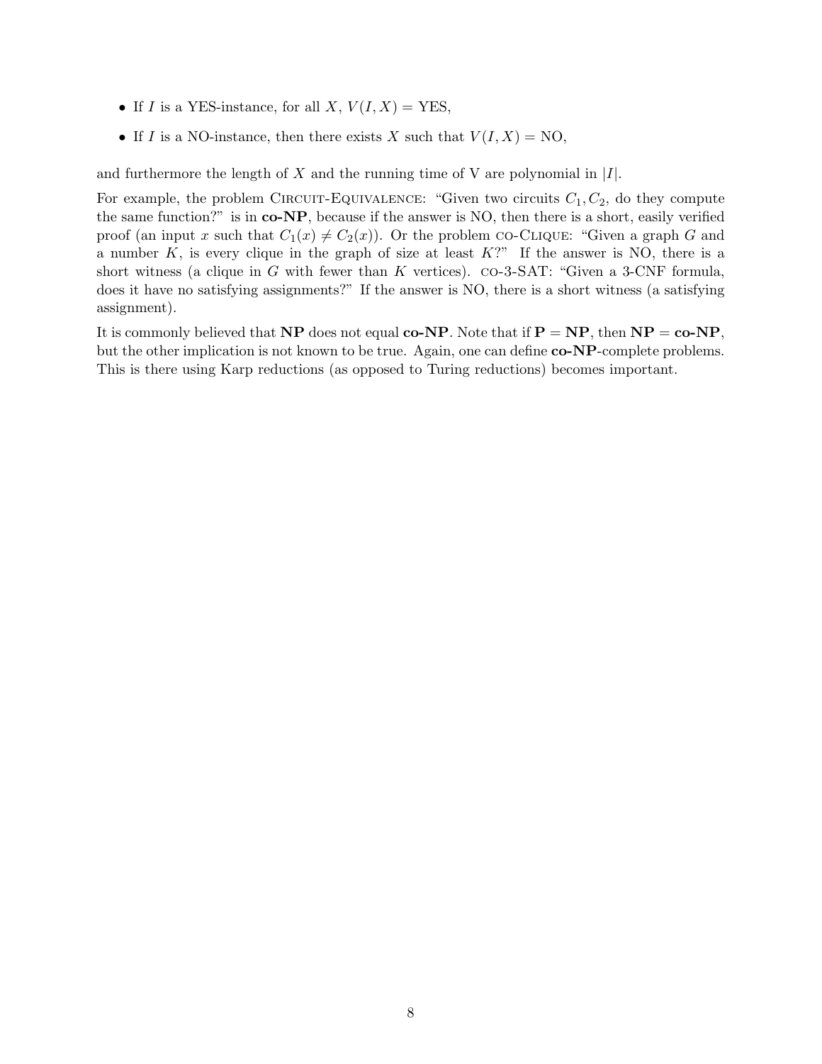- If $I$ is a YES-instance, for all $X$, $V(I, X) = \text{YES}$,
- If $I$ is a NO-instance, then there exists $X$ such that $V(I, X) = \text{NO}$,

and furthermore the length of $X$ and the running time of V are polynomial in $|I|$.

For example, the problem CIRCUIT-EQUIVALENCE: "Given two circuits $C_1, C_2$, do they compute the same function?" is in **co-NP**, because if the answer is NO, then there is a short, easily verified proof (an input $x$ such that $C_1(x) \neq C_2(x)$). Or the problem CO-CLIQUE: "Given a graph $G$ and a number $K$, is every clique in the graph of size at least $K$?" If the answer is NO, there is a short witness (a clique in $G$ with fewer than $K$ vertices). CO-3-SAT: "Given a 3-CNF formula, does it have no satisfying assignments?" If the answer is NO, there is a short witness (a satisfying assignment).

It is commonly believed that **NP** does not equal **co-NP**. Note that if **P** = **NP**, then **NP** = **co-NP**, but the other implication is not known to be true. Again, one can define **co-NP**-complete problems. This is there using Karp reductions (as opposed to Turing reductions) becomes important.